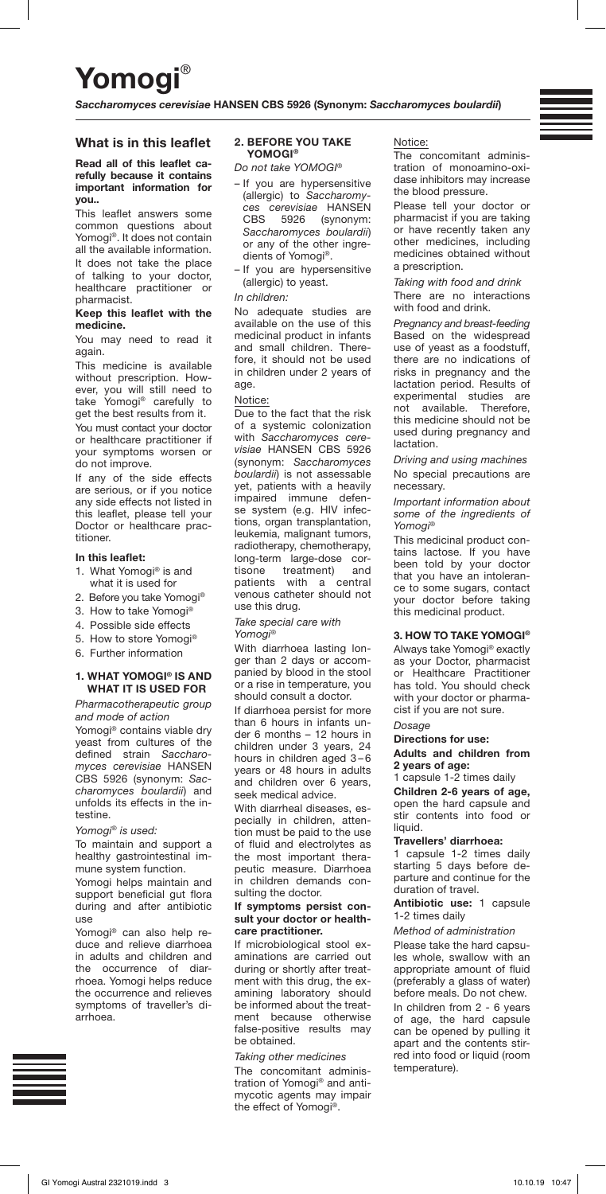# Yomogi®

***Saccharomyces cerevisiae* HANSEN CBS 5926 (Synonym: *Saccharomyces boulardii*)**

## What is in this leaflet

**Read all of this leaflet carefully because it contains important information for you..**

This leaflet answers some common questions about Yomogi®. It does not contain all the available information.

It does not take the place of talking to your doctor, healthcare practitioner or pharmacist.

**Keep this leaflet with the medicine.**

You may need to read it again.

This medicine is available without prescription. However, you will still need to take Yomogi® carefully to get the best results from it.

You must contact your doctor or healthcare practitioner if your symptoms worsen or do not improve.

If any of the side effects are serious, or if you notice any side effects not listed in this leaflet, please tell your Doctor or healthcare practitioner.

**In this leaflet:**

1. What Yomogi® is and what it is used for
2. Before you take Yomogi®
3. How to take Yomogi®
4. Possible side effects
5. How to store Yomogi®
6. Further information

### 1. WHAT YOMOGI® IS AND WHAT IT IS USED FOR

*Pharmacotherapeutic group and mode of action*

Yomogi® contains viable dry yeast from cultures of the defined strain *Saccharomyces cerevisiae* HANSEN CBS 5926 (synonym: *Saccharomyces boulardii*) and unfolds its effects in the intestine.

*Yomogi® is used:*

To maintain and support a healthy gastrointestinal immune system function.

Yomogi helps maintain and support beneficial gut flora during and after antibiotic use

Yomogi® can also help reduce and relieve diarrhoea in adults and children and the occurrence of diarrhoea. Yomogi helps reduce the occurrence and relieves symptoms of traveller's diarrhoea.

### 2. BEFORE YOU TAKE YOMOGI®

*Do not take YOMOGI®*

- If you are hypersensitive (allergic) to *Saccharomyces cerevisiae* HANSEN CBS 5926 (synonym: *Saccharomyces boulardii*) or any of the other ingredients of Yomogi®.
- If you are hypersensitive (allergic) to yeast.

*In children:*

No adequate studies are available on the use of this medicinal product in infants and small children. Therefore, it should not be used in children under 2 years of age.

Notice:

Due to the fact that the risk of a systemic colonization with *Saccharomyces cerevisiae* HANSEN CBS 5926 (synonym: *Saccharomyces boulardii*) is not assessable yet, patients with a heavily impaired immune defense system (e.g. HIV infections, organ transplantation, leukemia, malignant tumors, radiotherapy, chemotherapy, long-term large-dose cortisone treatment) and patients with a central venous catheter should not use this drug.

*Take special care with Yomogi®*

With diarrhoea lasting longer than 2 days or accompanied by blood in the stool or a rise in temperature, you should consult a doctor.

If diarrhoea persist for more than 6 hours in infants under 6 months – 12 hours in children under 3 years, 24 hours in children aged 3–6 years or 48 hours in adults and children over 6 years, seek medical advice.

With diarrheal diseases, especially in children, attention must be paid to the use of fluid and electrolytes as the most important therapeutic measure. Diarrhoea in children demands consulting the doctor.

**If symptoms persist consult your doctor or healthcare practitioner.**

If microbiological stool examinations are carried out during or shortly after treatment with this drug, the examining laboratory should be informed about the treatment because otherwise false-positive results may be obtained.

*Taking other medicines*

The concomitant administration of Yomogi® and antimycotic agents may impair the effect of Yomogi®.

Notice:

The concomitant administration of monoamino-oxidase inhibitors may increase the blood pressure.

Please tell your doctor or pharmacist if you are taking or have recently taken any other medicines, including medicines obtained without a prescription.

*Taking with food and drink*

There are no interactions with food and drink.

*Pregnancy and breast-feeding*

Based on the widespread use of yeast as a foodstuff, there are no indications of risks in pregnancy and the lactation period. Results of experimental studies are not available. Therefore, this medicine should not be used during pregnancy and lactation.

*Driving and using machines*

No special precautions are necessary.

*Important information about some of the ingredients of Yomogi®*

This medicinal product contains lactose. If you have been told by your doctor that you have an intolerance to some sugars, contact your doctor before taking this medicinal product.

### 3. HOW TO TAKE YOMOGI®

Always take Yomogi® exactly as your Doctor, pharmacist or Healthcare Practitioner has told. You should check with your doctor or pharmacist if you are not sure.

*Dosage*

**Directions for use:**

**Adults and children from 2 years of age:**

1 capsule 1-2 times daily

**Children 2-6 years of age,** open the hard capsule and stir contents into food or liquid.

**Travellers' diarrhoea:**

1 capsule 1-2 times daily starting 5 days before departure and continue for the duration of travel.

**Antibiotic use:** 1 capsule 1-2 times daily

*Method of administration*

Please take the hard capsules whole, swallow with an appropriate amount of fluid (preferably a glass of water) before meals. Do not chew.

In children from 2 - 6 years of age, the hard capsule can be opened by pulling it apart and the contents stirred into food or liquid (room temperature).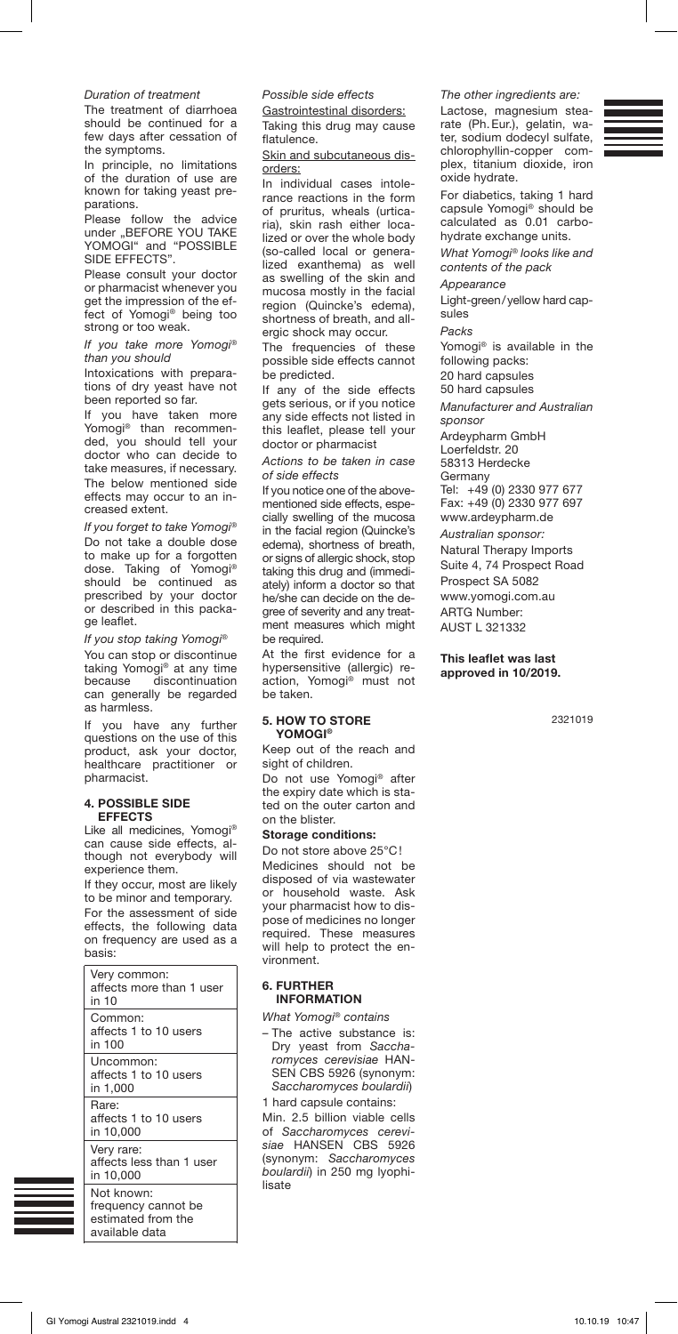*Duration of treatment*

The treatment of diarrhoea should be continued for a few days after cessation of the symptoms.

In principle, no limitations of the duration of use are known for taking yeast preparations.

Please follow the advice under „BEFORE YOU TAKE YOMOGI" and "POSSIBLE SIDE EFFECTS".

Please consult your doctor or pharmacist whenever you get the impression of the effect of Yomogi® being too strong or too weak.

*If you take more Yomogi® than you should*

Intoxications with preparations of dry yeast have not been reported so far.

If you have taken more Yomogi® than recommended, you should tell your doctor who can decide to take measures, if necessary. The below mentioned side effects may occur to an increased extent.

*If you forget to take Yomogi®*

Do not take a double dose to make up for a forgotten dose. Taking of Yomogi® should be continued as prescribed by your doctor or described in this package leaflet.

*If you stop taking Yomogi®*

You can stop or discontinue taking Yomogi® at any time because discontinuation can generally be regarded as harmless.

If you have any further questions on the use of this product, ask your doctor, healthcare practitioner or pharmacist.

## 4. POSSIBLE SIDE EFFECTS

Like all medicines, Yomogi® can cause side effects, although not everybody will experience them.

If they occur, most are likely to be minor and temporary.

For the assessment of side effects, the following data on frequency are used as a basis:

| |
|---|
| Very common: affects more than 1 user in 10 |
| Common: affects 1 to 10 users in 100 |
| Uncommon: affects 1 to 10 users in 1,000 |
| Rare: affects 1 to 10 users in 10,000 |
| Very rare: affects less than 1 user in 10,000 |
| Not known: frequency cannot be estimated from the available data |

*Possible side effects*

Gastrointestinal disorders:

Taking this drug may cause flatulence.

Skin and subcutaneous disorders:

In individual cases intolerance reactions in the form of pruritus, wheals (urticaria), skin rash either localized or over the whole body (so-called local or generalized exanthema) as well as swelling of the skin and mucosa mostly in the facial region (Quincke's edema), shortness of breath, and allergic shock may occur.

The frequencies of these possible side effects cannot be predicted.

If any of the side effects gets serious, or if you notice any side effects not listed in this leaflet, please tell your doctor or pharmacist

*Actions to be taken in case of side effects*

If you notice one of the abovementioned side effects, especially swelling of the mucosa in the facial region (Quincke's edema), shortness of breath, or signs of allergic shock, stop taking this drug and (immediately) inform a doctor so that he/she can decide on the degree of severity and any treatment measures which might be required.

At the first evidence for a hypersensitive (allergic) reaction, Yomogi® must not be taken.

## 5. HOW TO STORE YOMOGI®

Keep out of the reach and sight of children.

Do not use Yomogi® after the expiry date which is stated on the outer carton and on the blister.

**Storage conditions:**

Do not store above 25°C!

Medicines should not be disposed of via wastewater or household waste. Ask your pharmacist how to dispose of medicines no longer required. These measures will help to protect the environment.

## 6. FURTHER INFORMATION

*What Yomogi® contains*

– The active substance is: Dry yeast from *Saccharomyces cerevisiae* HANSEN CBS 5926 (synonym: *Saccharomyces boulardii*)

1 hard capsule contains:

Min. 2.5 billion viable cells of *Saccharomyces cerevisiae* HANSEN CBS 5926 (synonym: *Saccharomyces boulardii*) in 250 mg lyophilisate

*The other ingredients are:*

Lactose, magnesium stearate (Ph. Eur.), gelatin, water, sodium dodecyl sulfate, chlorophyllin-copper complex, titanium dioxide, iron oxide hydrate.

For diabetics, taking 1 hard capsule Yomogi® should be calculated as 0.01 carbohydrate exchange units.

*What Yomogi® looks like and contents of the pack*

*Appearance*

Light-green / yellow hard capsules

*Packs*

Yomogi® is available in the following packs:
20 hard capsules
50 hard capsules

*Manufacturer and Australian sponsor*

Ardeypharm GmbH
Loerfeldstr. 20
58313 Herdecke
Germany
Tel: +49 (0) 2330 977 677
Fax: +49 (0) 2330 977 697
www.ardeypharm.de

*Australian sponsor:*

Natural Therapy Imports
Suite 4, 74 Prospect Road
Prospect SA 5082
www.yomogi.com.au
ARTG Number:
AUST L 321332

**This leaflet was last approved in 10/2019.**

2321019